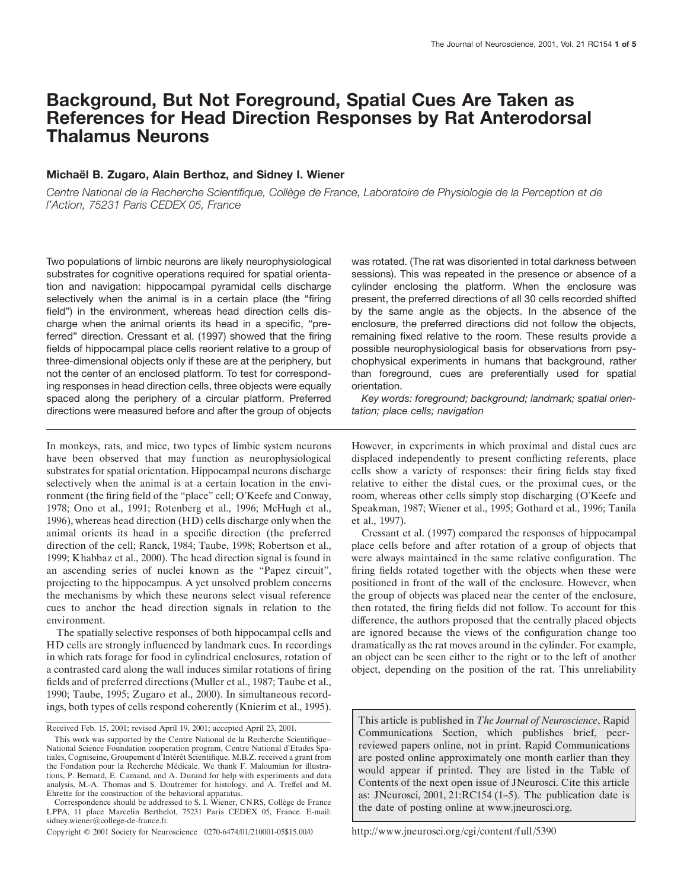# Background, But Not Foreground, Spatial Cues Are Taken as References for Head Direction Responses by Rat Anterodorsal Thalamus Neurons

**Michaël B. Zugaro, Alain Berthoz, and Sidney I. Wiener**

*Centre National de la Recherche Scientifique, Collège de France, Laboratoire de Physiologie de la Perception et de l'Action, 75231 Paris CEDEX 05, France*

Two populations of limbic neurons are likely neurophysiological substrates for cognitive operations required for spatial orientation and navigation: hippocampal pyramidal cells discharge selectively when the animal is in a certain place (the "firing field") in the environment, whereas head direction cells discharge when the animal orients its head in a specific, "preferred" direction. Cressant et al. (1997) showed that the firing fields of hippocampal place cells reorient relative to a group of three-dimensional objects only if these are at the periphery, but not the center of an enclosed platform. To test for corresponding responses in head direction cells, three objects were equally spaced along the periphery of a circular platform. Preferred directions were measured before and after the group of objects was rotated. (The rat was disoriented in total darkness between sessions). This was repeated in the presence or absence of a cylinder enclosing the platform. When the enclosure was present, the preferred directions of all 30 cells recorded shifted by the same angle as the objects. In the absence of the enclosure, the preferred directions did not follow the objects, remaining fixed relative to the room. These results provide a possible neurophysiological basis for observations from psychophysical experiments in humans that background, rather than foreground, cues are preferentially used for spatial orientation.

*Key words: foreground; background; landmark; spatial orientation; place cells; navigation*

In monkeys, rats, and mice, two types of limbic system neurons have been observed that may function as neurophysiological substrates for spatial orientation. Hippocampal neurons discharge selectively when the animal is at a certain location in the environment (the firing field of the "place" cell; O'Keefe and Conway, 1978; Ono et al., 1991; Rotenberg et al., 1996; McHugh et al., 1996), whereas head direction (HD) cells discharge only when the animal orients its head in a specific direction (the preferred direction of the cell; Ranck, 1984; Taube, 1998; Robertson et al., 1999; Khabbaz et al., 2000). The head direction signal is found in an ascending series of nuclei known as the "Papez circuit", projecting to the hippocampus. A yet unsolved problem concerns the mechanisms by which these neurons select visual reference cues to anchor the head direction signals in relation to the environment.

The spatially selective responses of both hippocampal cells and HD cells are strongly influenced by landmark cues. In recordings in which rats forage for food in cylindrical enclosures, rotation of a contrasted card along the wall induces similar rotations of firing fields and of preferred directions (Muller et al., 1987; Taube et al., 1990; Taube, 1995; Zugaro et al., 2000). In simultaneous recordings, both types of cells respond coherently (Knierim et al., 1995). However, in experiments in which proximal and distal cues are displaced independently to present conflicting referents, place cells show a variety of responses: their firing fields stay fixed relative to either the distal cues, or the proximal cues, or the room, whereas other cells simply stop discharging (O'Keefe and Speakman, 1987; Wiener et al., 1995; Gothard et al., 1996; Tanila et al., 1997).

Cressant et al. (1997) compared the responses of hippocampal place cells before and after rotation of a group of objects that were always maintained in the same relative configuration. The firing fields rotated together with the objects when these were positioned in front of the wall of the enclosure. However, when the group of objects was placed near the center of the enclosure, then rotated, the firing fields did not follow. To account for this difference, the authors proposed that the centrally placed objects are ignored because the views of the configuration change too dramatically as the rat moves around in the cylinder. For example, an object can be seen either to the right or to the left of another object, depending on the position of the rat. This unreliability

Received Feb. 15, 2001; revised April 19, 2001; accepted April 23, 2001.

This work was supported by the Centre National de la Recherche Scientifique–National Science Foundation cooperation program, Centre National d'Etudes Spatiales, Cogniseine, Groupement d'Intérêt Scientifique. M.B.Z. received a grant from the Fondation pour la Recherche Médicale. We thank F. Maloumian for illustrations, P. Bernard, E. Camand, and A. Durand for help with experiments and data analysis, M.-A. Thomas and S. Doutremer for histology, and A. Treffel and M. Ehrette for the construction of the behavioral apparatus.

Correspondence should be addressed to S. I. Wiener, CNRS, Collège de France LPPA, 11 place Marcelin Berthelot, 75231 Paris CEDEX 05, France. E-mail: sidney.wiener@college-de-france.fr.

Copyright © 2001 Society for Neuroscience 0270-6474/01/210001-05$15.00/0

This article is published in *The Journal of Neuroscience*, Rapid Communications Section, which publishes brief, peer-reviewed papers online, not in print. Rapid Communications are posted online approximately one month earlier than they would appear if printed. They are listed in the Table of Contents of the next open issue of JNeurosci. Cite this article as: JNeurosci, 2001, 21:RC154 (1–5). The publication date is the date of posting online at www.jneurosci.org.

http://www.jneurosci.org/cgi/content/full/5390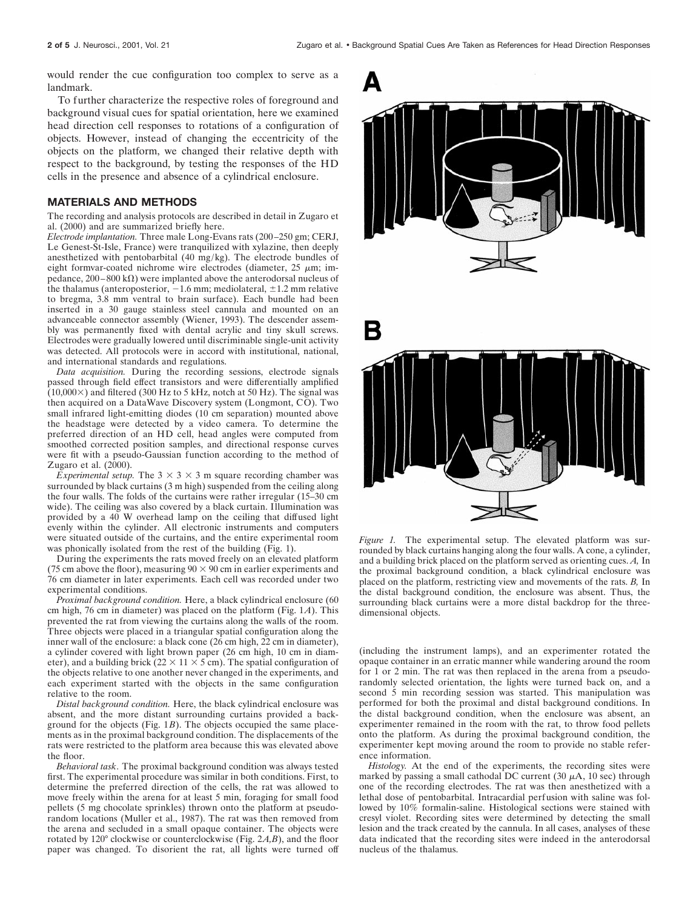would render the cue configuration too complex to serve as a landmark.

To further characterize the respective roles of foreground and background visual cues for spatial orientation, here we examined head direction cell responses to rotations of a configuration of objects. However, instead of changing the eccentricity of the objects on the platform, we changed their relative depth with respect to the background, by testing the responses of the HD cells in the presence and absence of a cylindrical enclosure.

## MATERIALS AND METHODS

The recording and analysis protocols are described in detail in Zugaro et al. (2000) and are summarized briefly here.

*Electrode implantation.* Three male Long-Evans rats (200–250 gm; CERJ, Le Genest-St-Isle, France) were tranquilized with xylazine, then deeply anesthetized with pentobarbital (40 mg/kg). The electrode bundles of eight formvar-coated nichrome wire electrodes (diameter, 25 $\mu$m; impedance, 200–800 k$\Omega$) were implanted above the anterodorsal nucleus of the thalamus (anteroposterior, −1.6 mm; mediolateral, ±1.2 mm relative to bregma, 3.8 mm ventral to brain surface). Each bundle had been inserted in a 30 gauge stainless steel cannula and mounted on an advanceable connector assembly (Wiener, 1993). The descender assembly was permanently fixed with dental acrylic and tiny skull screws. Electrodes were gradually lowered until discriminable single-unit activity was detected. All protocols were in accord with institutional, national, and international standards and regulations.

*Data acquisition.* During the recording sessions, electrode signals passed through field effect transistors and were differentially amplified (10,000×) and filtered (300 Hz to 5 kHz, notch at 50 Hz). The signal was then acquired on a DataWave Discovery system (Longmont, CO). Two small infrared light-emitting diodes (10 cm separation) mounted above the headstage were detected by a video camera. To determine the preferred direction of an HD cell, head angles were computed from smoothed corrected position samples, and directional response curves were fit with a pseudo-Gaussian function according to the method of Zugaro et al. (2000).

*Experimental setup.* The 3 × 3 × 3 m square recording chamber was surrounded by black curtains (3 m high) suspended from the ceiling along the four walls. The folds of the curtains were rather irregular (15–30 cm wide). The ceiling was also covered by a black curtain. Illumination was provided by a 40 W overhead lamp on the ceiling that diffused light evenly within the cylinder. All electronic instruments and computers were situated outside of the curtains, and the entire experimental room was phonically isolated from the rest of the building (Fig. 1).

During the experiments the rats moved freely on an elevated platform (75 cm above the floor), measuring 90 × 90 cm in earlier experiments and 76 cm diameter in later experiments. Each cell was recorded under two experimental conditions.

*Proximal background condition.* Here, a black cylindrical enclosure (60 cm high, 76 cm in diameter) was placed on the platform (Fig. 1*A*). This prevented the rat from viewing the curtains along the walls of the room. Three objects were placed in a triangular spatial configuration along the inner wall of the enclosure: a black cone (26 cm high, 22 cm in diameter), a cylinder covered with light brown paper (26 cm high, 10 cm in diameter), and a building brick (22 × 11 × 5 cm). The spatial configuration of the objects relative to one another never changed in the experiments, and each experiment started with the objects in the same configuration relative to the room.

*Distal background condition.* Here, the black cylindrical enclosure was absent, and the more distant surrounding curtains provided a background for the objects (Fig. 1*B*). The objects occupied the same places as in the proximal background condition. The displacements of the rats were restricted to the platform area because this was elevated above the floor.

*Behavioral task.* The proximal background condition was always tested first. The experimental procedure was similar in both conditions. First, to determine the preferred direction of the cells, the rat was allowed to move freely within the arena for at least 5 min, foraging for small food pellets (5 mg chocolate sprinkles) thrown onto the platform at pseudorandom locations (Muller et al., 1987). The rat was then removed from the arena and secluded in a small opaque container. The objects were rotated by 120° clockwise or counterclockwise (Fig. 2*A,B*), and the floor paper was changed. To disorient the rat, all lights were turned off (including the instrument lamps), and an experimenter rotated the opaque container in an erratic manner while wandering around the room for 1 or 2 min. The rat was then replaced in the arena from a pseudorandomly selected orientation, the lights were turned back on, and a second 5 min recording session was started. This manipulation was performed for both the proximal and distal background conditions. In the distal background condition, when the enclosure was absent, an experimenter remained in the room with the rat, to throw food pellets onto the platform. As during the proximal background condition, the experimenter kept moving around the room to provide no stable reference information.

*Histology.* At the end of the experiments, the recording sites were marked by passing a small cathodal DC current (30 $\mu$A, 10 sec) through one of the recording electrodes. The rat was then anesthetized with a lethal dose of pentobarbital. Intracardial perfusion with saline was followed by 10% formalin-saline. Histological sections were stained with cresyl violet. Recording sites were determined by detecting the small lesion and the track created by the cannula. In all cases, analyses of these data indicated that the recording sites were indeed in the anterodorsal nucleus of the thalamus.

*Figure 1.* The experimental setup. The elevated platform was surrounded by black curtains hanging along the four walls. A cone, a cylinder, and a building brick placed on the platform served as orienting cues. *A,* In the proximal background condition, a black cylindrical enclosure was placed on the platform, restricting view and movements of the rats. *B,* In the distal background condition, the enclosure was absent. Thus, the surrounding black curtains were a more distal backdrop for the three-dimensional objects.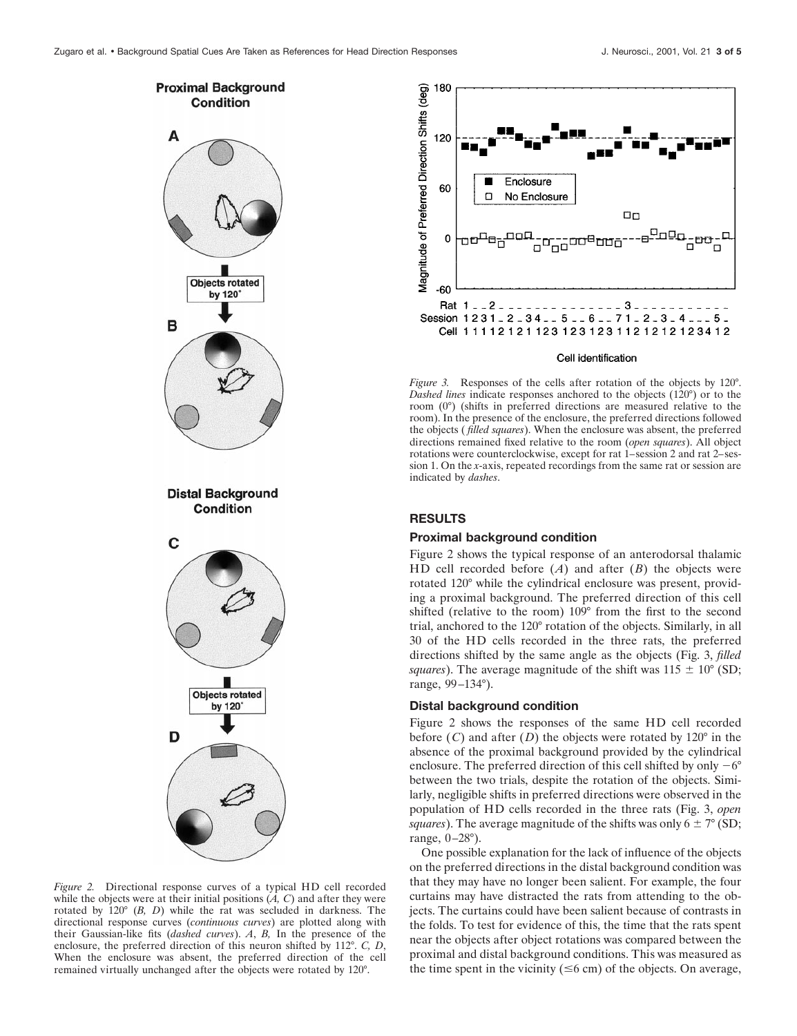*Figure 2.* Directional response curves of a typical HD cell recorded while the objects were at their initial positions (*A, C*) and after they were rotated by 120° (*B, D*) while the rat was secluded in darkness. The directional response curves (*continuous curves*) are plotted along with their Gaussian-like fits (*dashed curves*). *A*, *B*, In the presence of the enclosure, the preferred direction of this neuron shifted by 112°. *C, D*, When the enclosure was absent, the preferred direction of the cell remained virtually unchanged after the objects were rotated by 120°.

*Figure 3.* Responses of the cells after rotation of the objects by 120°. *Dashed lines* indicate responses anchored to the objects (120°) or to the room (0°) (shifts in preferred directions are measured relative to the room). In the presence of the enclosure, the preferred directions followed the objects (*filled squares*). When the enclosure was absent, the preferred directions remained fixed relative to the room (*open squares*). All object rotations were counterclockwise, except for rat 1–session 2 and rat 2–session 1. On the *x*-axis, repeated recordings from the same rat or session are indicated by *dashes*.

## RESULTS

### Proximal background condition

Figure 2 shows the typical response of an anterodorsal thalamic HD cell recorded before (*A*) and after (*B*) the objects were rotated 120° while the cylindrical enclosure was present, providing a proximal background. The preferred direction of this cell shifted (relative to the room) 109° from the first to the second trial, anchored to the 120° rotation of the objects. Similarly, in all 30 of the HD cells recorded in the three rats, the preferred directions shifted by the same angle as the objects (Fig. 3, *filled squares*). The average magnitude of the shift was 115 ± 10° (SD; range, 99–134°).

### Distal background condition

Figure 2 shows the responses of the same HD cell recorded before (*C*) and after (*D*) the objects were rotated by 120° in the absence of the proximal background provided by the cylindrical enclosure. The preferred direction of this cell shifted by only −6° between the two trials, despite the rotation of the objects. Similarly, negligible shifts in preferred directions were observed in the population of HD cells recorded in the three rats (Fig. 3, *open squares*). The average magnitude of the shifts was only 6 ± 7° (SD; range, 0–28°).

One possible explanation for the lack of influence of the objects on the preferred directions in the distal background condition was that they may have no longer been salient. For example, the four curtains may have distracted the rats from attending to the objects. The curtains could have been salient because of contrasts in the folds. To test for evidence of this, the time that the rats spent near the objects after object rotations was compared between the proximal and distal background conditions. This was measured as the time spent in the vicinity (≤6 cm) of the objects. On average,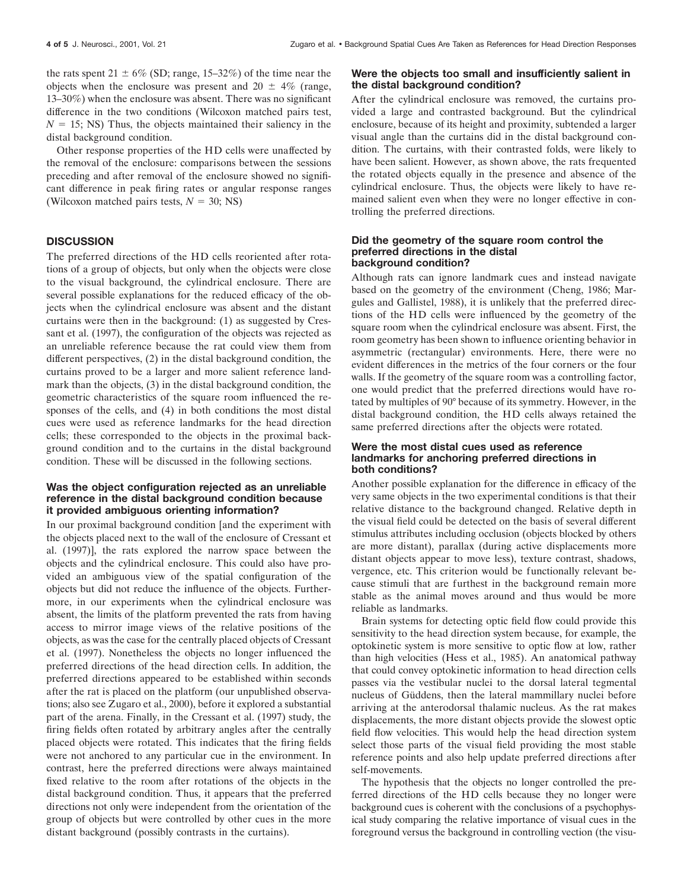the rats spent 21 ± 6% (SD; range, 15–32%) of the time near the objects when the enclosure was present and 20 ± 4% (range, 13–30%) when the enclosure was absent. There was no significant difference in the two conditions (Wilcoxon matched pairs test, $N = 15$; NS) Thus, the objects maintained their saliency in the distal background condition.

Other response properties of the HD cells were unaffected by the removal of the enclosure: comparisons between the sessions preceding and after removal of the enclosure showed no significant difference in peak firing rates or angular response ranges (Wilcoxon matched pairs tests, $N = 30$; NS)

## DISCUSSION

The preferred directions of the HD cells reoriented after rotations of a group of objects, but only when the objects were close to the visual background, the cylindrical enclosure. There are several possible explanations for the reduced efficacy of the objects when the cylindrical enclosure was absent and the distant curtains were then in the background: (1) as suggested by Cressant et al. (1997), the configuration of the objects was rejected as an unreliable reference because the rat could view them from different perspectives, (2) in the distal background condition, the curtains proved to be a larger and more salient reference landmark than the objects, (3) in the distal background condition, the geometric characteristics of the square room influenced the responses of the cells, and (4) in both conditions the most distal cues were used as reference landmarks for the head direction cells; these corresponded to the objects in the proximal background condition and to the curtains in the distal background condition. These will be discussed in the following sections.

### Was the object configuration rejected as an unreliable reference in the distal background condition because it provided ambiguous orienting information?

In our proximal background condition [and the experiment with the objects placed next to the wall of the enclosure of Cressant et al. (1997)], the rats explored the narrow space between the objects and the cylindrical enclosure. This could also have provided an ambiguous view of the spatial configuration of the objects but did not reduce the influence of the objects. Furthermore, in our experiments when the cylindrical enclosure was absent, the limits of the platform prevented the rats from having access to mirror image views of the relative positions of the objects, as was the case for the centrally placed objects of Cressant et al. (1997). Nonetheless the objects no longer influenced the preferred directions of the head direction cells. In addition, the preferred directions appeared to be established within seconds after the rat is placed on the platform (our unpublished observations; also see Zugaro et al., 2000), before it explored a substantial part of the arena. Finally, in the Cressant et al. (1997) study, the firing fields often rotated by arbitrary angles after the centrally placed objects were rotated. This indicates that the firing fields were not anchored to any particular cue in the environment. In contrast, here the preferred directions were always maintained fixed relative to the room after rotations of the objects in the distal background condition. Thus, it appears that the preferred directions not only were independent from the orientation of the group of objects but were controlled by other cues in the more distant background (possibly contrasts in the curtains).

### Were the objects too small and insufficiently salient in the distal background condition?

After the cylindrical enclosure was removed, the curtains provided a large and contrasted background. But the cylindrical enclosure, because of its height and proximity, subtended a larger visual angle than the curtains did in the distal background condition. The curtains, with their contrasted folds, were likely to have been salient. However, as shown above, the rats frequented the rotated objects equally in the presence and absence of the cylindrical enclosure. Thus, the objects were likely to have remained salient even when they were no longer effective in controlling the preferred directions.

### Did the geometry of the square room control the preferred directions in the distal background condition?

Although rats can ignore landmark cues and instead navigate based on the geometry of the environment (Cheng, 1986; Margules and Gallistel, 1988), it is unlikely that the preferred directions of the HD cells were influenced by the geometry of the square room when the cylindrical enclosure was absent. First, the room geometry has been shown to influence orienting behavior in asymmetric (rectangular) environments. Here, there were no evident differences in the metrics of the four corners or the four walls. If the geometry of the square room was a controlling factor, one would predict that the preferred directions would have rotated by multiples of 90° because of its symmetry. However, in the distal background condition, the HD cells always retained the same preferred directions after the objects were rotated.

### Were the most distal cues used as reference landmarks for anchoring preferred directions in both conditions?

Another possible explanation for the difference in efficacy of the very same objects in the two experimental conditions is that their relative distance to the background changed. Relative depth in the visual field could be detected on the basis of several different stimulus attributes including occlusion (objects blocked by others are more distant), parallax (during active displacements more distant objects appear to move less), texture contrast, shadows, vergence, etc. This criterion would be functionally relevant because stimuli that are furthest in the background remain more stable as the animal moves around and thus would be more reliable as landmarks.

Brain systems for detecting optic field flow could provide this sensitivity to the head direction system because, for example, the optokinetic system is more sensitive to optic flow at low, rather than high velocities (Hess et al., 1985). An anatomical pathway that could convey optokinetic information to head direction cells passes via the vestibular nuclei to the dorsal lateral tegmental nucleus of Güddens, then the lateral mammillary nuclei before arriving at the anterodorsal thalamic nucleus. As the rat makes displacements, the more distant objects provide the slowest optic field flow velocities. This would help the head direction system select those parts of the visual field providing the most stable reference points and also help update preferred directions after self-movements.

The hypothesis that the objects no longer controlled the preferred directions of the HD cells because they no longer were background cues is coherent with the conclusions of a psychophysical study comparing the relative importance of visual cues in the foreground versus the background in controlling vection (the visu-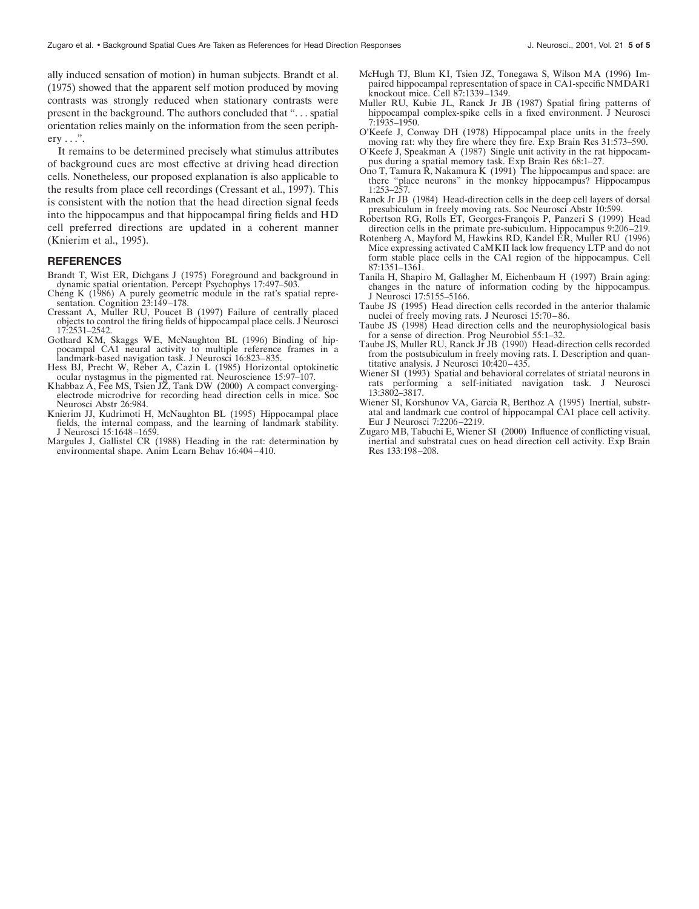ally induced sensation of motion) in human subjects. Brandt et al. (1975) showed that the apparent self motion produced by moving contrasts was strongly reduced when stationary contrasts were present in the background. The authors concluded that ". . . spatial orientation relies mainly on the information from the seen periphery . . .".

It remains to be determined precisely what stimulus attributes of background cues are most effective at driving head direction cells. Nonetheless, our proposed explanation is also applicable to the results from place cell recordings (Cressant et al., 1997). This is consistent with the notion that the head direction signal feeds into the hippocampus and that hippocampal firing fields and HD cell preferred directions are updated in a coherent manner (Knierim et al., 1995).

## REFERENCES

Brandt T, Wist ER, Dichgans J (1975) Foreground and background in dynamic spatial orientation. Percept Psychophys 17:497–503.

Cheng K (1986) A purely geometric module in the rat's spatial representation. Cognition 23:149–178.

Cressant A, Muller RU, Poucet B (1997) Failure of centrally placed objects to control the firing fields of hippocampal place cells. J Neurosci 17:2531–2542.

Gothard KM, Skaggs WE, McNaughton BL (1996) Binding of hippocampal CA1 neural activity to multiple reference frames in a landmark-based navigation task. J Neurosci 16:823–835.

Hess BJ, Precht W, Reber A, Cazin L (1985) Horizontal optokinetic ocular nystagmus in the pigmented rat. Neuroscience 15:97–107.

Khabbaz A, Fee MS, Tsien JZ, Tank DW (2000) A compact converging-electrode microdrive for recording head direction cells in mice. Soc Neurosci Abstr 26:984.

Knierim JJ, Kudrimoti H, McNaughton BL (1995) Hippocampal place fields, the internal compass, and the learning of landmark stability. J Neurosci 15:1648–1659.

Margules J, Gallistel CR (1988) Heading in the rat: determination by environmental shape. Anim Learn Behav 16:404–410.

McHugh TJ, Blum KI, Tsien JZ, Tonegawa S, Wilson MA (1996) Impaired hippocampal representation of space in CA1-specific NMDAR1 knockout mice. Cell 87:1339–1349.

Muller RU, Kubie JL, Ranck Jr JB (1987) Spatial firing patterns of hippocampal complex-spike cells in a fixed environment. J Neurosci 7:1935–1950.

O'Keefe J, Conway DH (1978) Hippocampal place units in the freely moving rat: why they fire where they fire. Exp Brain Res 31:573–590.

O'Keefe J, Speakman A (1987) Single unit activity in the rat hippocampus during a spatial memory task. Exp Brain Res 68:1–27.

Ono T, Tamura R, Nakamura K (1991) The hippocampus and space: are there "place neurons" in the monkey hippocampus? Hippocampus 1:253–257.

Ranck JR JB (1984) Head-direction cells in the deep cell layers of dorsal presubiculum in freely moving rats. Soc Neurosci Abstr 10:599.

Robertson RG, Rolls ET, Georges-François P, Panzeri S (1999) Head direction cells in the primate pre-subiculum. Hippocampus 9:206–219.

Rotenberg A, Mayford M, Hawkins RD, Kandel ER, Muller RU (1996) Mice expressing activated CaMKII lack low frequency LTP and do not form stable place cells in the CA1 region of the hippocampus. Cell 87:1351–1361.

Tanila H, Shapiro M, Gallagher M, Eichenbaum H (1997) Brain aging: changes in the nature of information coding by the hippocampus. J Neurosci 17:5155–5166.

Taube JS (1995) Head direction cells recorded in the anterior thalamic nuclei of freely moving rats. J Neurosci 15:70–86.

Taube JS (1998) Head direction cells and the neurophysiological basis for a sense of direction. Prog Neurobiol 55:1–32.

Taube JS, Muller RU, Ranck Jr JB (1990) Head-direction cells recorded from the postsubiculum in freely moving rats. I. Description and quantitative analysis. J Neurosci 10:420–435.

Wiener SI (1993) Spatial and behavioral correlates of striatal neurons in rats performing a self-initiated navigation task. J Neurosci 13:3802–3817.

Wiener SI, Korshunov VA, Garcia R, Berthoz A (1995) Inertial, substratal and landmark cue control of hippocampal CA1 place cell activity. Eur J Neurosci 7:2206–2219.

Zugaro MB, Tabuchi E, Wiener SI (2000) Influence of conflicting visual, inertial and substratal cues on head direction cell activity. Exp Brain Res 133:198–208.